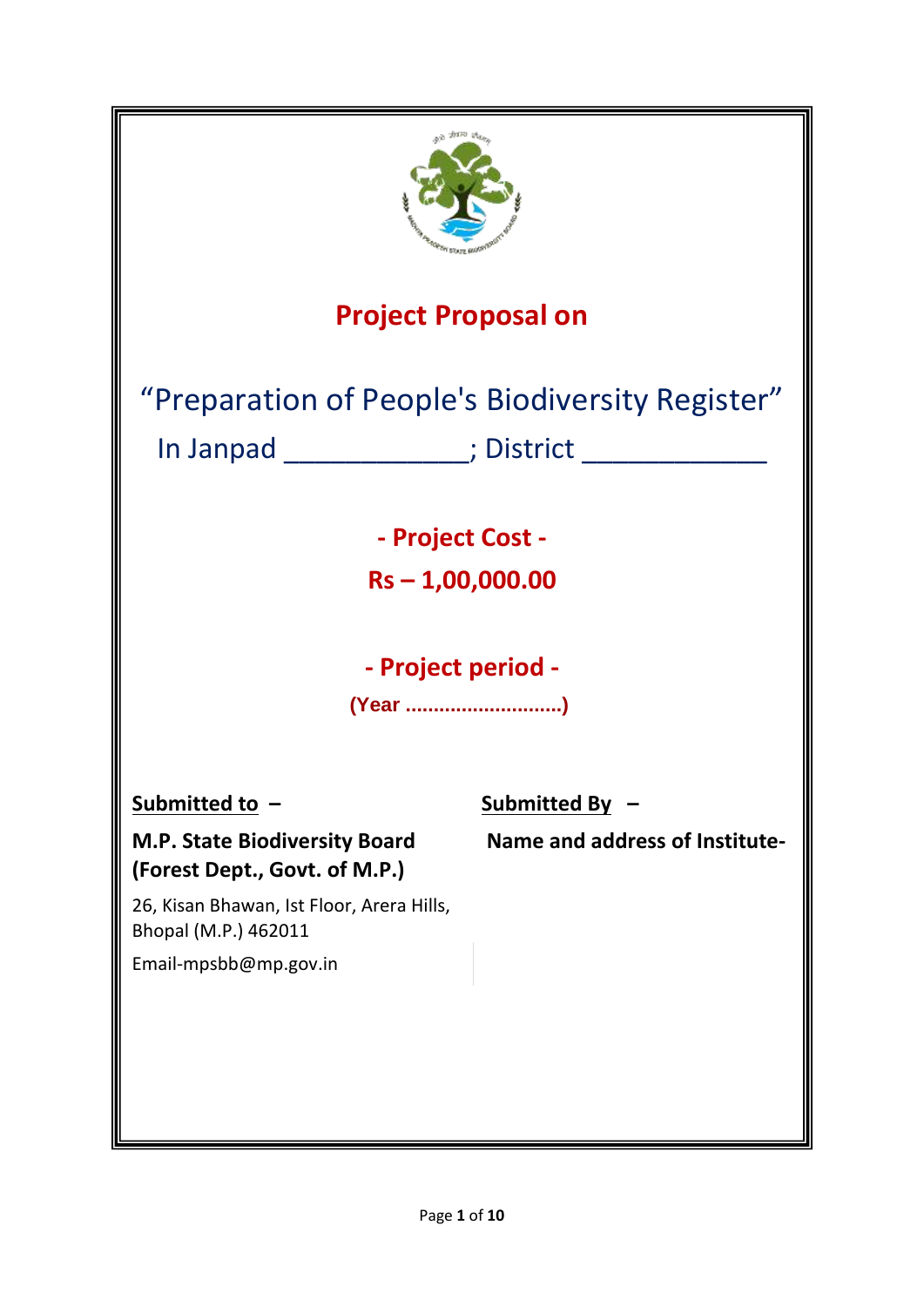# Project Proposal on

## "Preparation of People's Biodiversity Register"

## In Janpad ____________; District ____________

**- Project Cost -**

**Rs – 1,00,000.00**

**- Project period -**

**(Year ..........................)**

**Submitted to –**

**M.P. State Biodiversity Board (Forest Dept., Govt. of M.P.)**

26, Kisan Bhawan, Ist Floor, Arera Hills, Bhopal (M.P.) 462011

Email-mpsbb@mp.gov.in

**Submitted By –**

**Name and address of Institute-**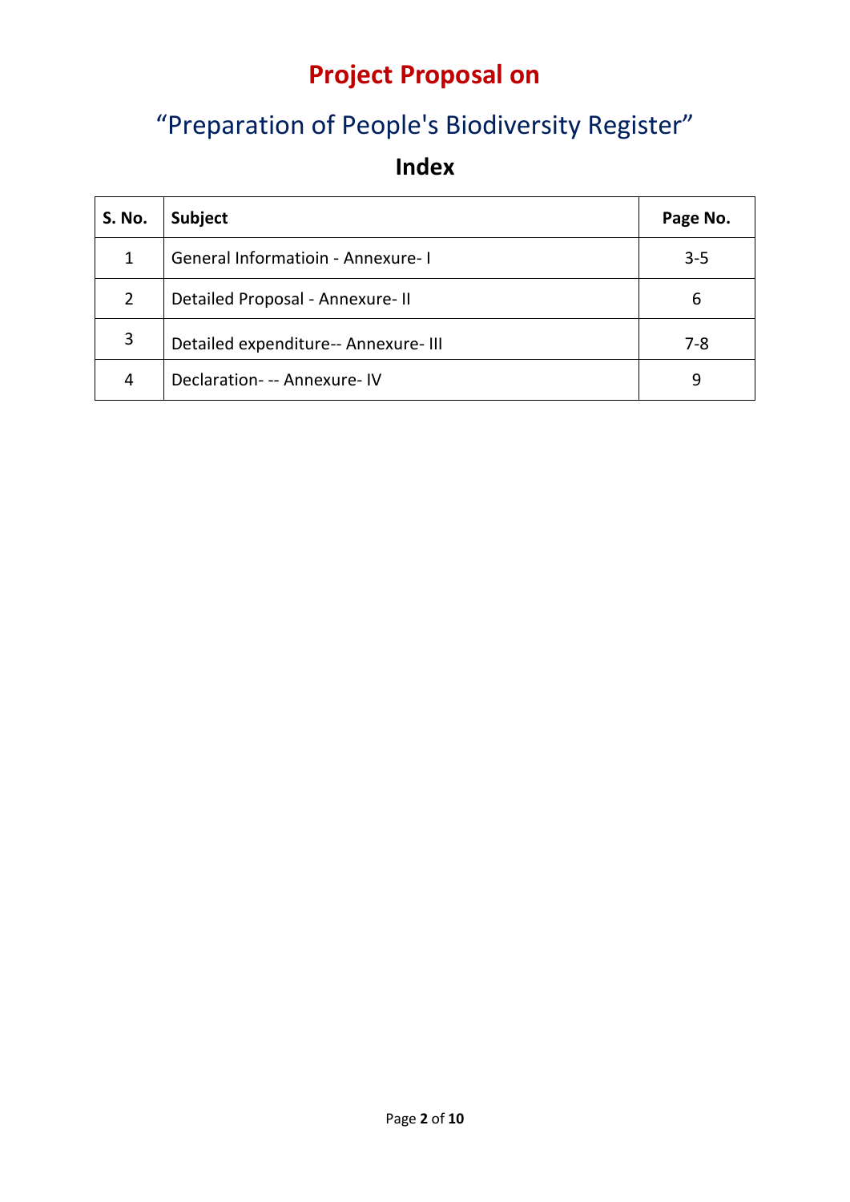# Project Proposal on

## "Preparation of People's Biodiversity Register"

### Index

| S. No. | Subject | Page No. |
|---|---|---|
| 1 | General Informatioin - Annexure- I | 3-5 |
| 2 | Detailed Proposal - Annexure- II | 6 |
| 3 | Detailed expenditure-- Annexure- III | 7-8 |
| 4 | Declaration- -- Annexure- IV | 9 |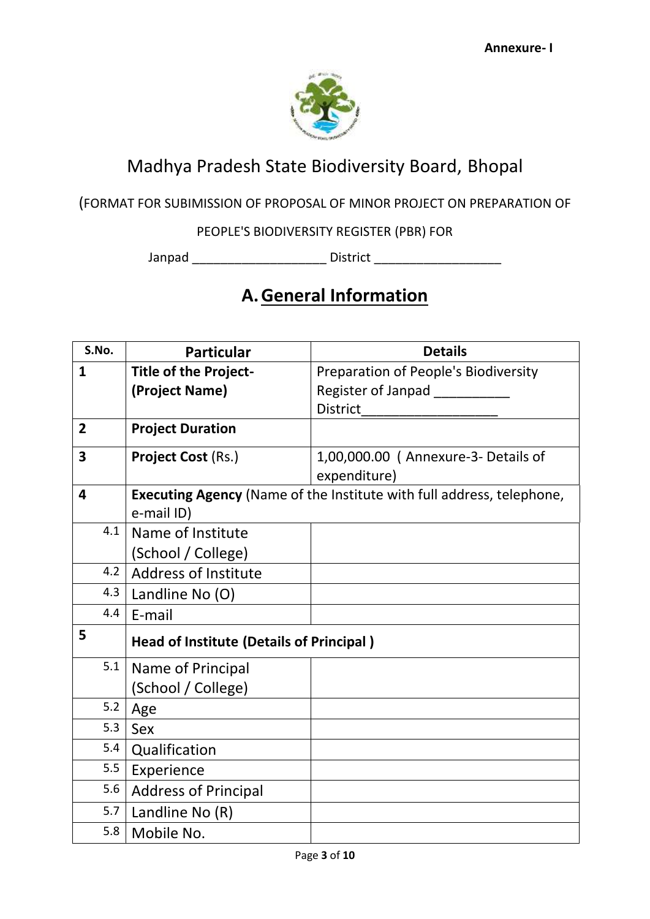Annexure- I

# Madhya Pradesh State Biodiversity Board, Bhopal

(FORMAT FOR SUBIMISSION OF PROPOSAL OF MINOR PROJECT ON PREPARATION OF

PEOPLE'S BIODIVERSITY REGISTER (PBR) FOR

Janpad ___________________ District __________________

## A. General Information

| S.No. | Particular | Details |
|---|---|---|
| **1** | **Title of the Project- (Project Name)** | Preparation of People's Biodiversity Register of Janpad __________ District__________________ |
| **2** | **Project Duration** | |
| **3** | **Project Cost** (Rs.) | 1,00,000.00 ( Annexure-3- Details of expenditure) |
| **4** | **Executing Agency** (Name of the Institute with full address, telephone, e-mail ID) | |
| 4.1 | Name of Institute (School / College) | |
| 4.2 | Address of Institute | |
| 4.3 | Landline No (O) | |
| 4.4 | E-mail | |
| **5** | **Head of Institute (Details of Principal )** | |
| 5.1 | Name of Principal (School / College) | |
| 5.2 | Age | |
| 5.3 | Sex | |
| 5.4 | Qualification | |
| 5.5 | Experience | |
| 5.6 | Address of Principal | |
| 5.7 | Landline No (R) | |
| 5.8 | Mobile No. | |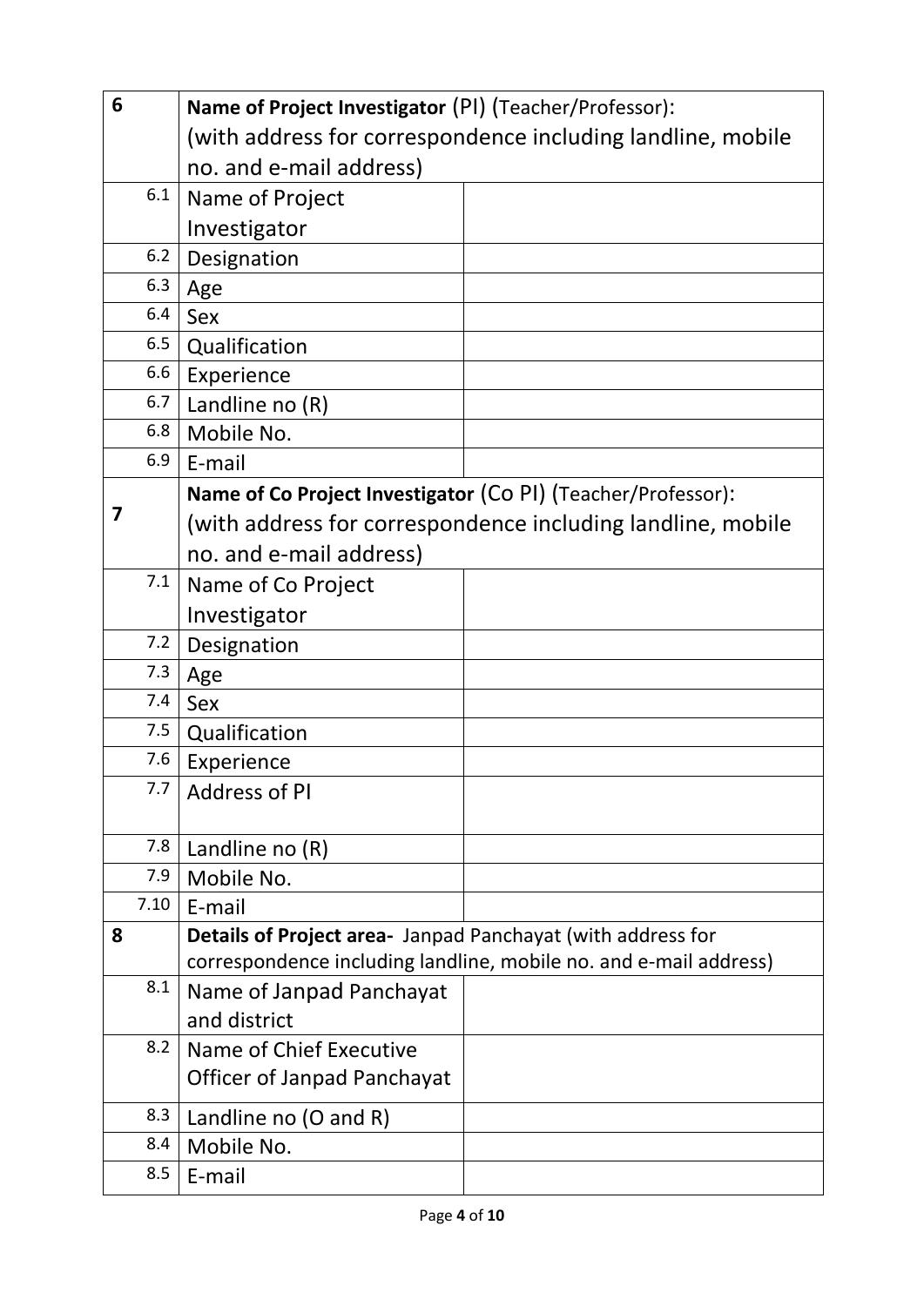| | | |
|---|---|---|
| **6** | **Name of Project Investigator** (PI) (Teacher/Professor): (with address for correspondence including landline, mobile no. and e-mail address) | |
| 6.1 | Name of Project Investigator | |
| 6.2 | Designation | |
| 6.3 | Age | |
| 6.4 | Sex | |
| 6.5 | Qualification | |
| 6.6 | Experience | |
| 6.7 | Landline no (R) | |
| 6.8 | Mobile No. | |
| 6.9 | E-mail | |
| **7** | **Name of Co Project Investigator** (Co PI) (Teacher/Professor): (with address for correspondence including landline, mobile no. and e-mail address) | |
| 7.1 | Name of Co Project Investigator | |
| 7.2 | Designation | |
| 7.3 | Age | |
| 7.4 | Sex | |
| 7.5 | Qualification | |
| 7.6 | Experience | |
| 7.7 | Address of PI | |
| 7.8 | Landline no (R) | |
| 7.9 | Mobile No. | |
| 7.10 | E-mail | |
| **8** | **Details of Project area-** Janpad Panchayat (with address for correspondence including landline, mobile no. and e-mail address) | |
| 8.1 | Name of Janpad Panchayat and district | |
| 8.2 | Name of Chief Executive Officer of Janpad Panchayat | |
| 8.3 | Landline no (O and R) | |
| 8.4 | Mobile No. | |
| 8.5 | E-mail | |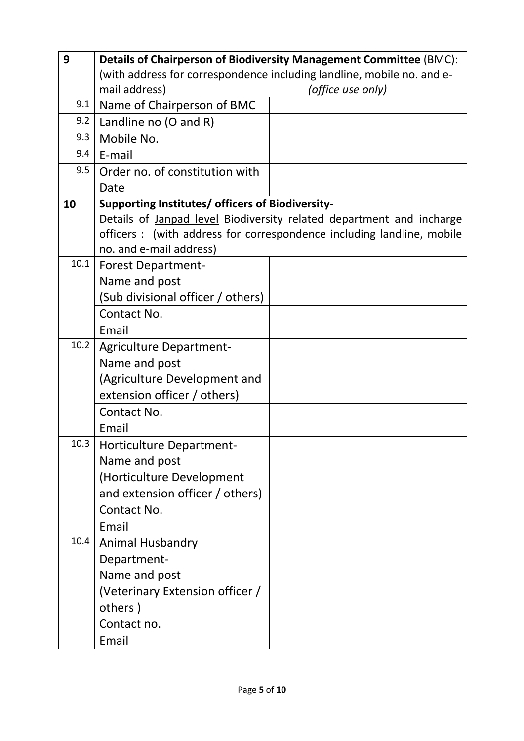| | | | |
|---|---|---|---|
| **9** | **Details of Chairperson of Biodiversity Management Committee** (BMC): (with address for correspondence including landline, mobile no. and e-mail address) *(office use only)* | | |
| 9.1 | Name of Chairperson of BMC | | |
| 9.2 | Landline no (O and R) | | |
| 9.3 | Mobile No. | | |
| 9.4 | E-mail | | |
| 9.5 | Order no. of constitution with Date | | |
| **10** | **Supporting Institutes/ officers of Biodiversity**- Details of Janpad level Biodiversity related department and incharge officers : (with address for correspondence including landline, mobile no. and e-mail address) | | |
| 10.1 | Forest Department- Name and post (Sub divisional officer / others) | | |
| | Contact No. | | |
| | Email | | |
| 10.2 | Agriculture Department- Name and post (Agriculture Development and extension officer / others) | | |
| | Contact No. | | |
| | Email | | |
| 10.3 | Horticulture Department- Name and post (Horticulture Development and extension officer / others) | | |
| | Contact No. | | |
| | Email | | |
| 10.4 | Animal Husbandry Department- Name and post (Veterinary Extension officer / others ) | | |
| | Contact no. | | |
| | Email | | |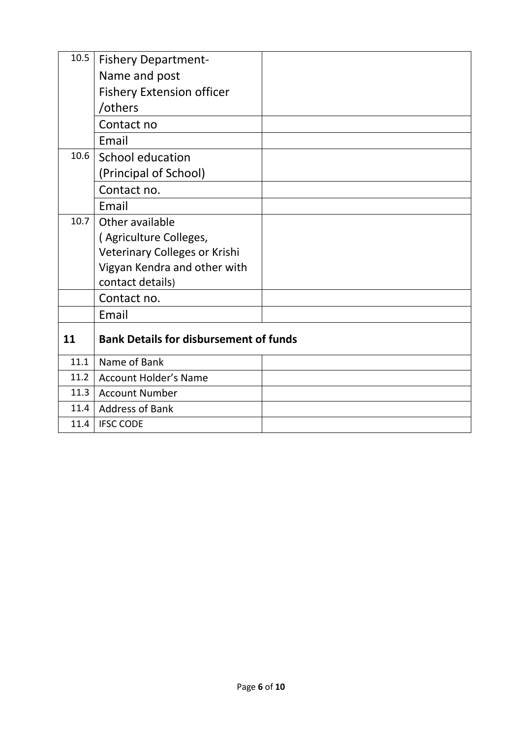| | | |
|---|---|---|
| 10.5 | Fishery Department- Name and post Fishery Extension officer /others | |
| | Contact no | |
| | Email | |
| 10.6 | School education (Principal of School) | |
| | Contact no. | |
| | Email | |
| 10.7 | Other available ( Agriculture Colleges, Veterinary Colleges or Krishi Vigyan Kendra and other with contact details) | |
| | Contact no. | |
| | Email | |
| **11** | **Bank Details for disbursement of funds** | |
| 11.1 | Name of Bank | |
| 11.2 | Account Holder's Name | |
| 11.3 | Account Number | |
| 11.4 | Address of Bank | |
| 11.4 | IFSC CODE | |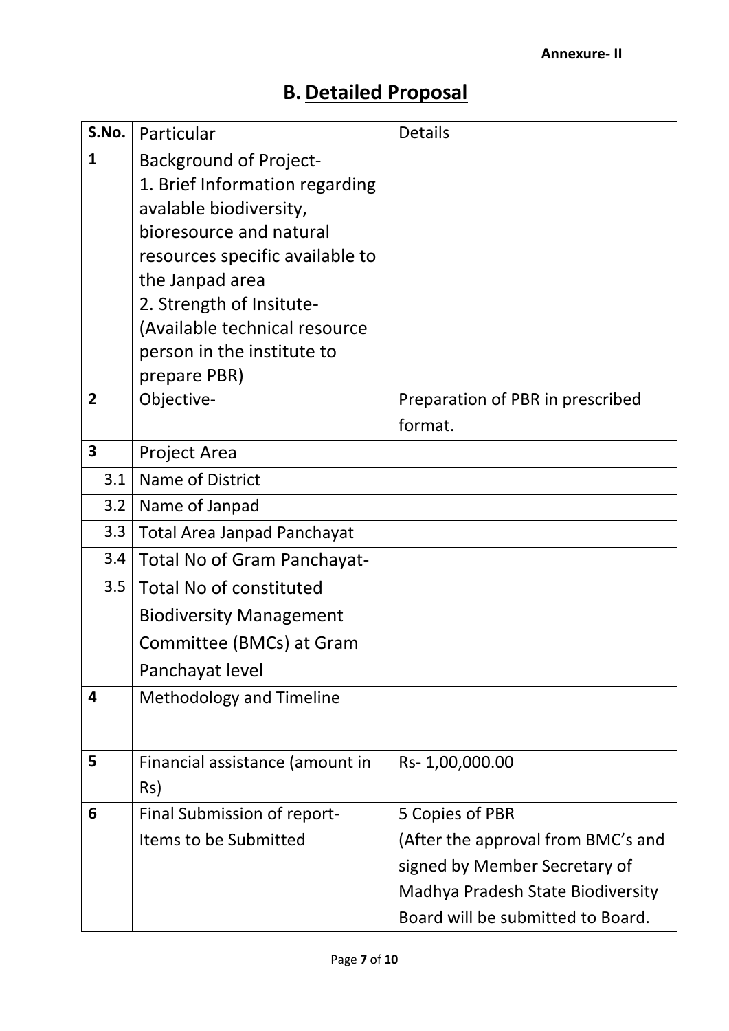**Annexure- II**

# B. Detailed Proposal

| S.No. | Particular | Details |
| --- | --- | --- |
| **1** | Background of Project-<br>1. Brief Information regarding avalable biodiversity, bioresource and natural resources specific available to the Janpad area<br>2. Strength of Insitute- (Available technical resource person in the institute to prepare PBR) | |
| **2** | Objective- | Preparation of PBR in prescribed format. |
| **3** | Project Area | |
| 3.1 | Name of District | |
| 3.2 | Name of Janpad | |
| 3.3 | Total Area Janpad Panchayat | |
| 3.4 | Total No of Gram Panchayat- | |
| 3.5 | Total No of constituted Biodiversity Management Committee (BMCs) at Gram Panchayat level | |
| **4** | Methodology and Timeline | |
| **5** | Financial assistance (amount in Rs) | Rs- 1,00,000.00 |
| **6** | Final Submission of report- Items to be Submitted | 5 Copies of PBR<br>(After the approval from BMC's and signed by Member Secretary of Madhya Pradesh State Biodiversity Board will be submitted to Board. |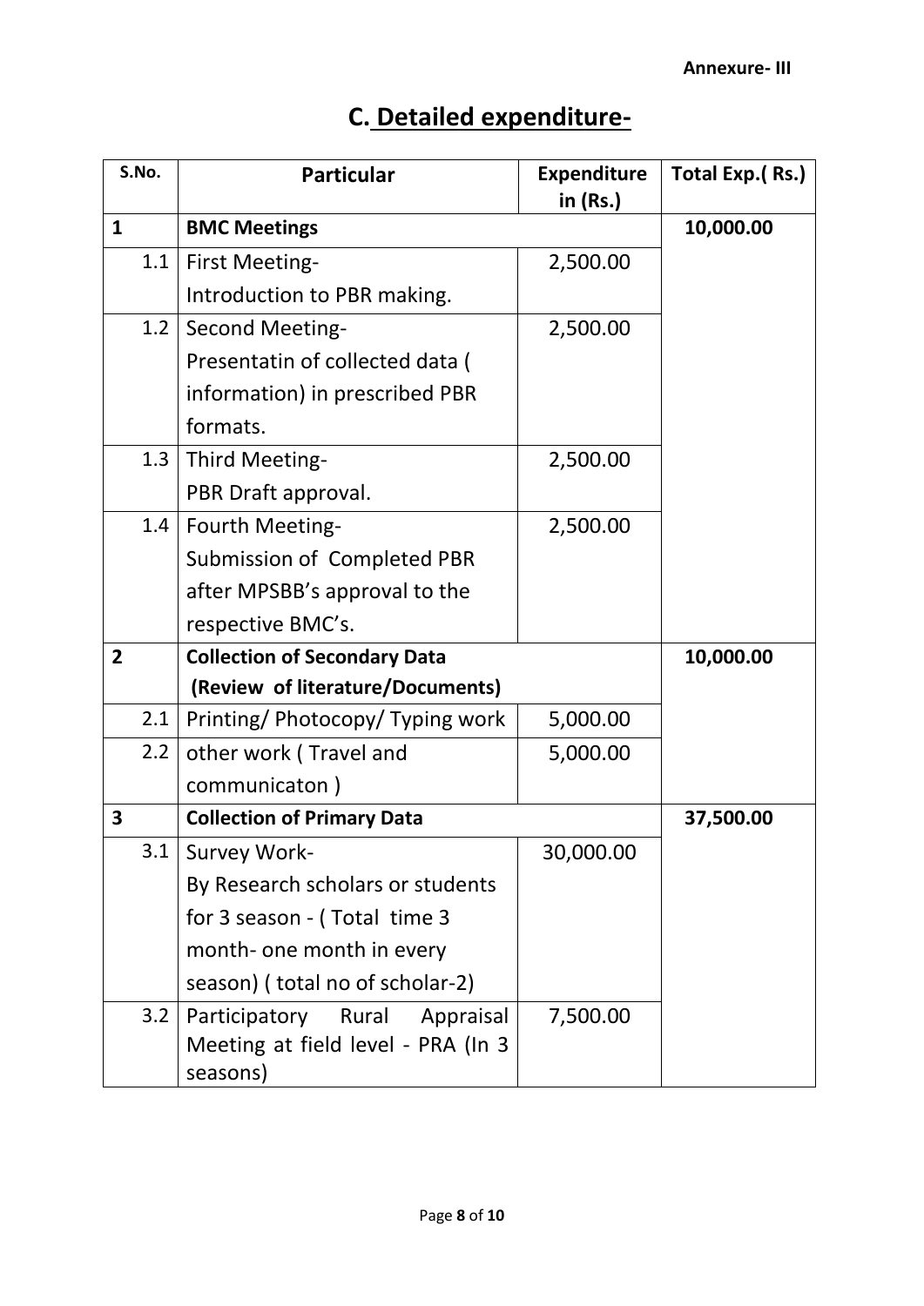**Annexure- III**

# C. Detailed expenditure-

| S.No. | Particular | Expenditure in (Rs.) | Total Exp.( Rs.) |
|---|---|---|---|
| **1** | **BMC Meetings** | | **10,000.00** |
| 1.1 | First Meeting- Introduction to PBR making. | 2,500.00 | |
| 1.2 | Second Meeting- Presentatin of collected data ( information) in prescribed PBR formats. | 2,500.00 | |
| 1.3 | Third Meeting- PBR Draft approval. | 2,500.00 | |
| 1.4 | Fourth Meeting- Submission of Completed PBR after MPSBB's approval to the respective BMC's. | 2,500.00 | |
| **2** | **Collection of Secondary Data (Review of literature/Documents)** | | **10,000.00** |
| 2.1 | Printing/ Photocopy/ Typing work | 5,000.00 | |
| 2.2 | other work ( Travel and communicaton ) | 5,000.00 | |
| **3** | **Collection of Primary Data** | | **37,500.00** |
| 3.1 | Survey Work- By Research scholars or students for 3 season - ( Total time 3 month- one month in every season) ( total no of scholar-2) | 30,000.00 | |
| 3.2 | Participatory Rural Appraisal Meeting at field level - PRA (In 3 seasons) | 7,500.00 | |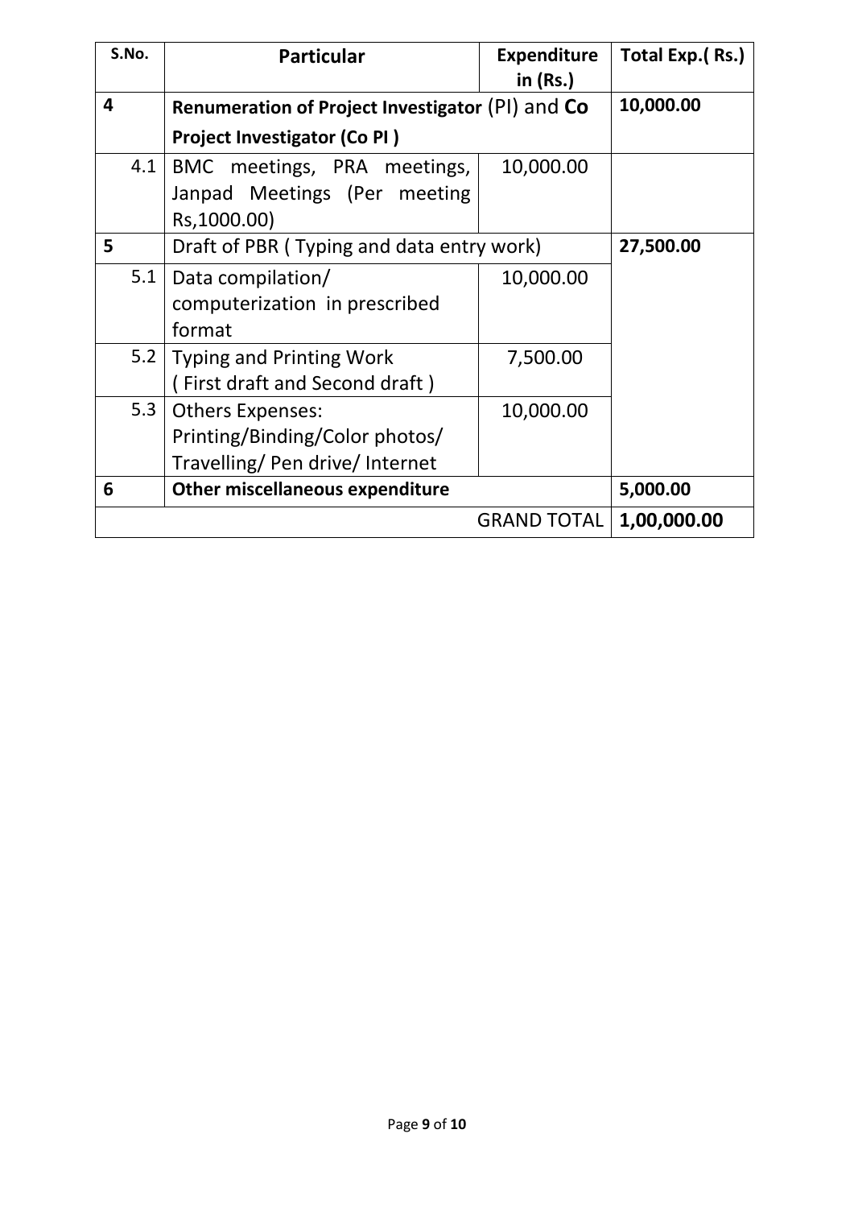| S.No. | Particular | Expenditure in (Rs.) | Total Exp.( Rs.) |
|---|---|---|---|
| **4** | **Renumeration of Project Investigator** (PI) and **Co Project Investigator (Co PI )** | | **10,000.00** |
| 4.1 | BMC meetings, PRA meetings, Janpad Meetings (Per meeting Rs,1000.00) | 10,000.00 | |
| **5** | Draft of PBR ( Typing and data entry work) | | **27,500.00** |
| 5.1 | Data compilation/ computerization in prescribed format | 10,000.00 | |
| 5.2 | Typing and Printing Work ( First draft and Second draft ) | 7,500.00 | |
| 5.3 | Others Expenses: Printing/Binding/Color photos/ Travelling/ Pen drive/ Internet | 10,000.00 | |
| **6** | **Other miscellaneous expenditure** | | **5,000.00** |
| | | GRAND TOTAL | **1,00,000.00** |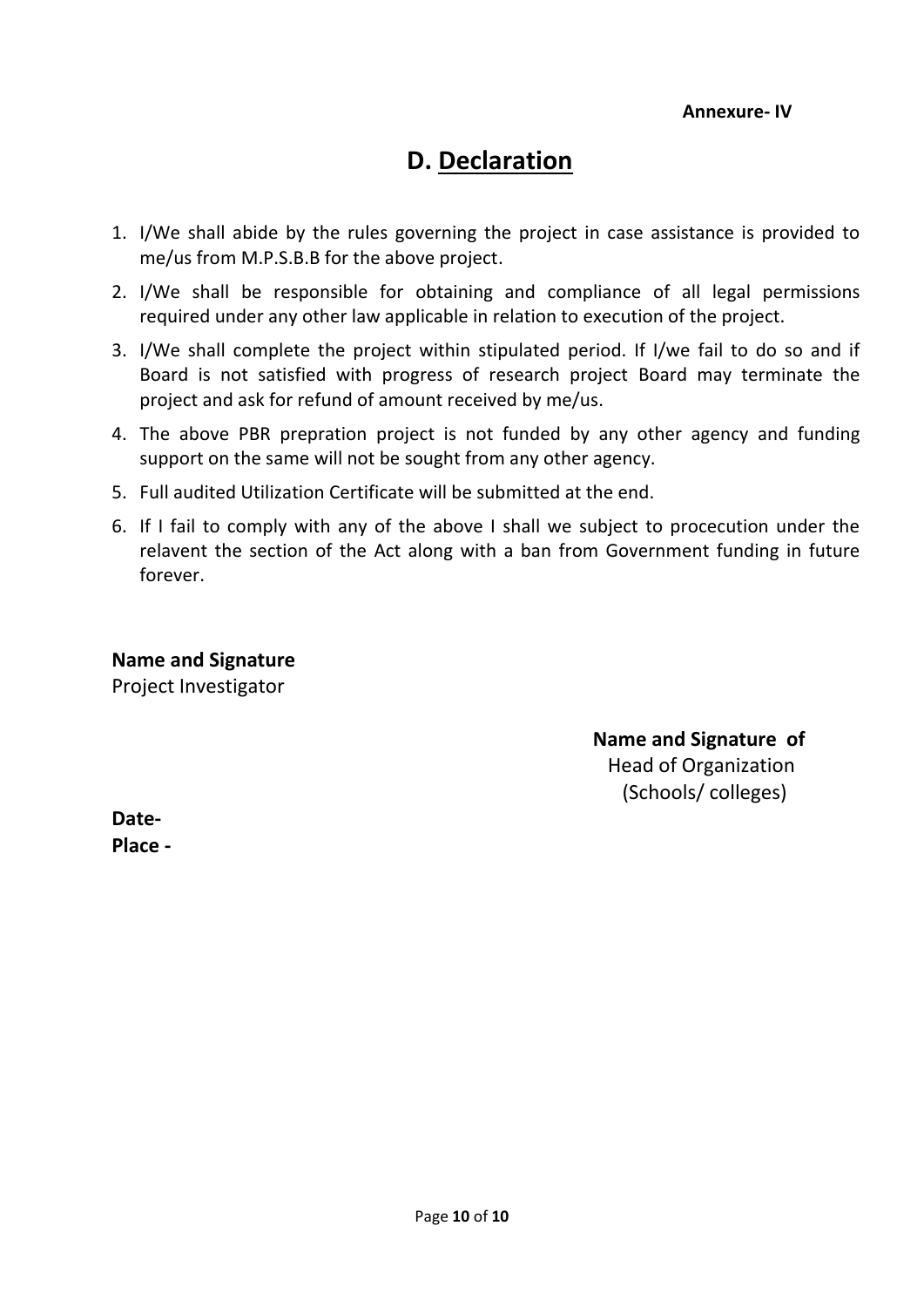**Annexure- IV**

# D. Declaration

1. I/We shall abide by the rules governing the project in case assistance is provided to me/us from M.P.S.B.B for the above project.
2. I/We shall be responsible for obtaining and compliance of all legal permissions required under any other law applicable in relation to execution of the project.
3. I/We shall complete the project within stipulated period. If I/we fail to do so and if Board is not satisfied with progress of research project Board may terminate the project and ask for refund of amount received by me/us.
4. The above PBR prepration project is not funded by any other agency and funding support on the same will not be sought from any other agency.
5. Full audited Utilization Certificate will be submitted at the end.
6. If I fail to comply with any of the above I shall we subject to procecution under the relavent the section of the Act along with a ban from Government funding in future forever.

**Name and Signature**
Project Investigator

**Name and Signature of**
Head of Organization
(Schools/ colleges)

**Date-**
**Place -**